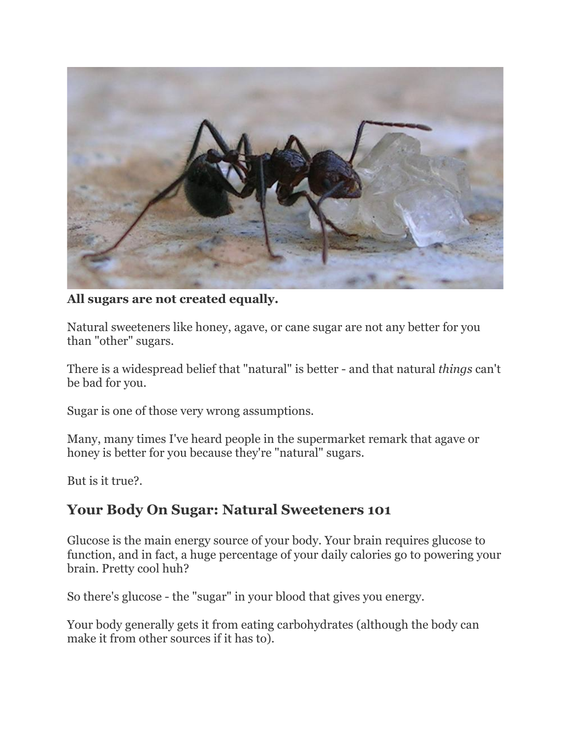**All sugars are not created equally.**

Natural sweeteners like honey, agave, or cane sugar are not any better for you than "other" sugars.

There is a widespread belief that "natural" is better - and that natural *things* can't be bad for you.

Sugar is one of those very wrong assumptions.

Many, many times I've heard people in the supermarket remark that agave or honey is better for you because they're "natural" sugars.

But is it true?.

## Your Body On Sugar: Natural Sweeteners 101

Glucose is the main energy source of your body. Your brain requires glucose to function, and in fact, a huge percentage of your daily calories go to powering your brain. Pretty cool huh?

So there's glucose - the "sugar" in your blood that gives you energy.

Your body generally gets it from eating carbohydrates (although the body can make it from other sources if it has to).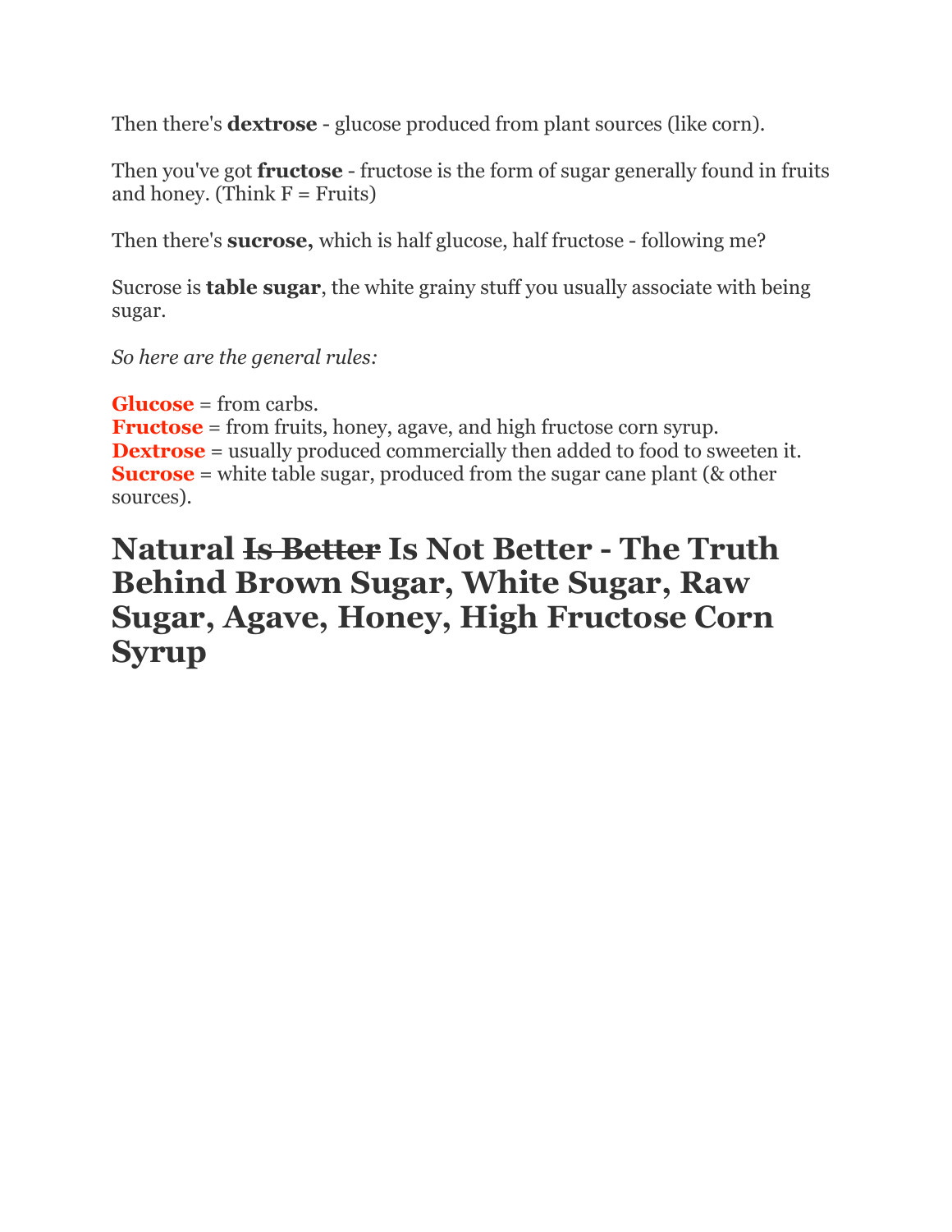Then there's **dextrose** - glucose produced from plant sources (like corn).

Then you've got **fructose** - fructose is the form of sugar generally found in fruits and honey. (Think F = Fruits)

Then there's **sucrose,** which is half glucose, half fructose - following me?

Sucrose is **table sugar**, the white grainy stuff you usually associate with being sugar.

*So here are the general rules:*

**Glucose** = from carbs.
**Fructose** = from fruits, honey, agave, and high fructose corn syrup.
**Dextrose** = usually produced commercially then added to food to sweeten it.
**Sucrose** = white table sugar, produced from the sugar cane plant (& other sources).

## Natural ~~Is Better~~ Is Not Better - The Truth Behind Brown Sugar, White Sugar, Raw Sugar, Agave, Honey, High Fructose Corn Syrup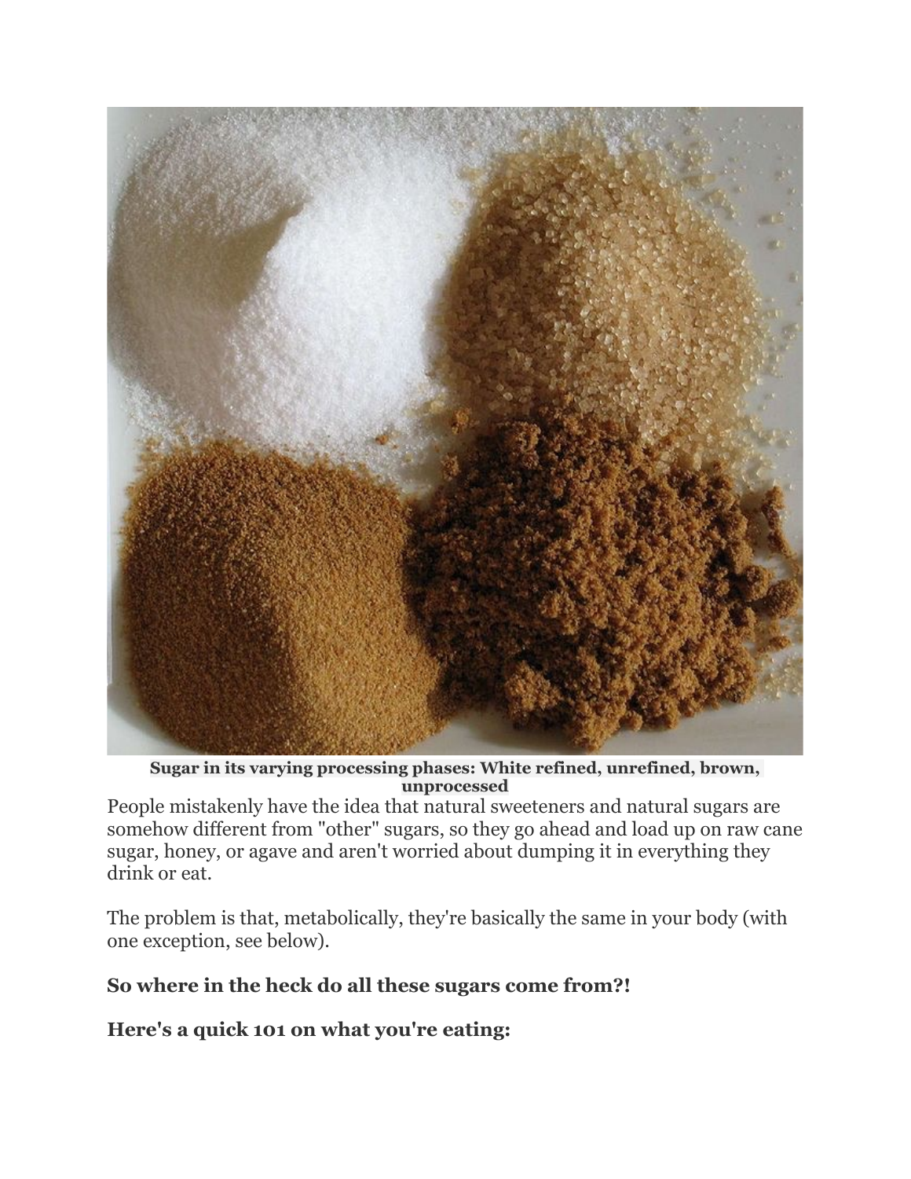**Sugar in its varying processing phases: White refined, unrefined, brown, unprocessed**

People mistakenly have the idea that natural sweeteners and natural sugars are somehow different from "other" sugars, so they go ahead and load up on raw cane sugar, honey, or agave and aren't worried about dumping it in everything they drink or eat.

The problem is that, metabolically, they're basically the same in your body (with one exception, see below).

### So where in the heck do all these sugars come from?!

### Here's a quick 101 on what you're eating: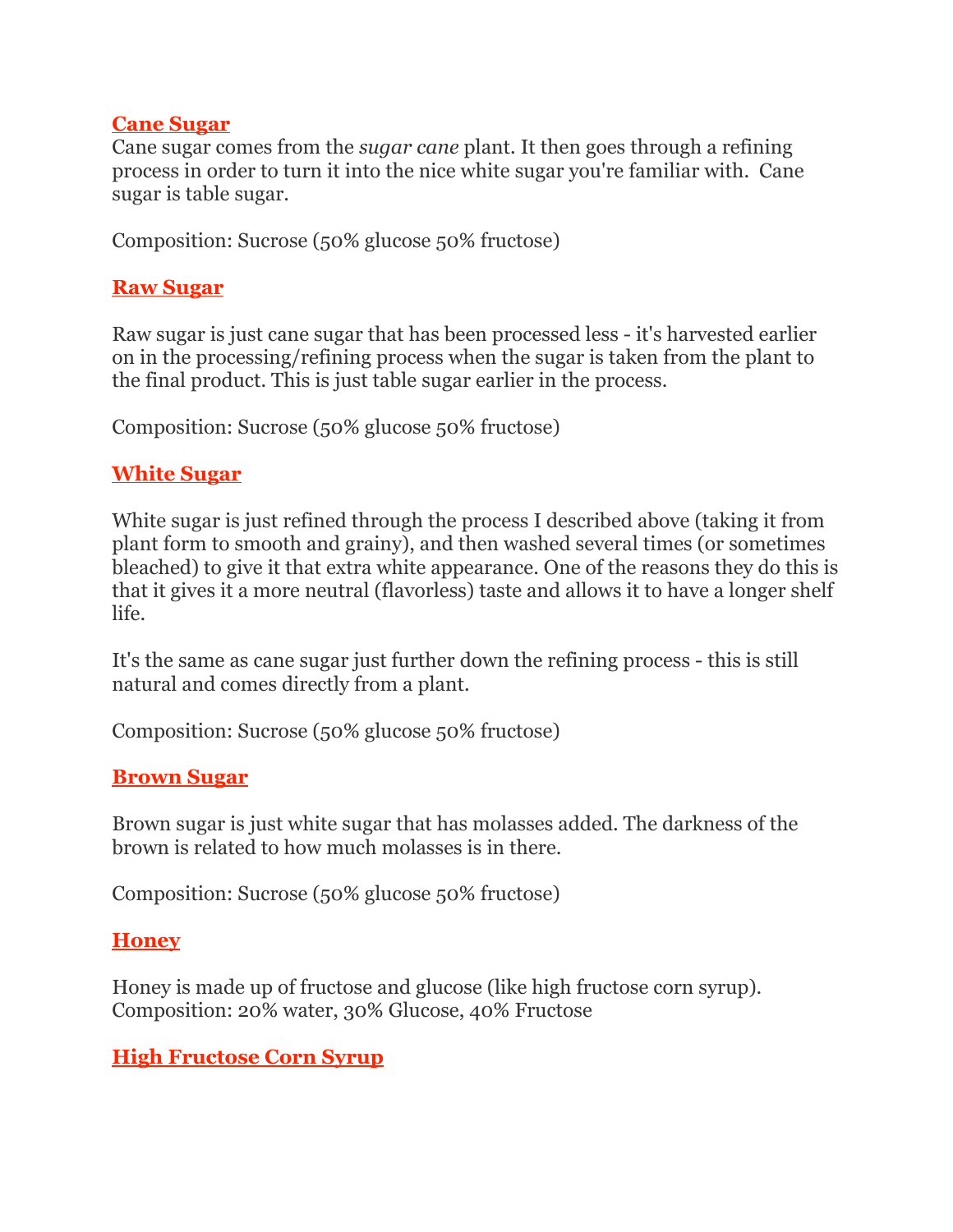## Cane Sugar

Cane sugar comes from the *sugar cane* plant. It then goes through a refining process in order to turn it into the nice white sugar you're familiar with. Cane sugar is table sugar.

Composition: Sucrose (50% glucose 50% fructose)

## Raw Sugar

Raw sugar is just cane sugar that has been processed less - it's harvested earlier on in the processing/refining process when the sugar is taken from the plant to the final product. This is just table sugar earlier in the process.

Composition: Sucrose (50% glucose 50% fructose)

## White Sugar

White sugar is just refined through the process I described above (taking it from plant form to smooth and grainy), and then washed several times (or sometimes bleached) to give it that extra white appearance. One of the reasons they do this is that it gives it a more neutral (flavorless) taste and allows it to have a longer shelf life.

It's the same as cane sugar just further down the refining process - this is still natural and comes directly from a plant.

Composition: Sucrose (50% glucose 50% fructose)

## Brown Sugar

Brown sugar is just white sugar that has molasses added. The darkness of the brown is related to how much molasses is in there.

Composition: Sucrose (50% glucose 50% fructose)

## Honey

Honey is made up of fructose and glucose (like high fructose corn syrup).
Composition: 20% water, 30% Glucose, 40% Fructose

## High Fructose Corn Syrup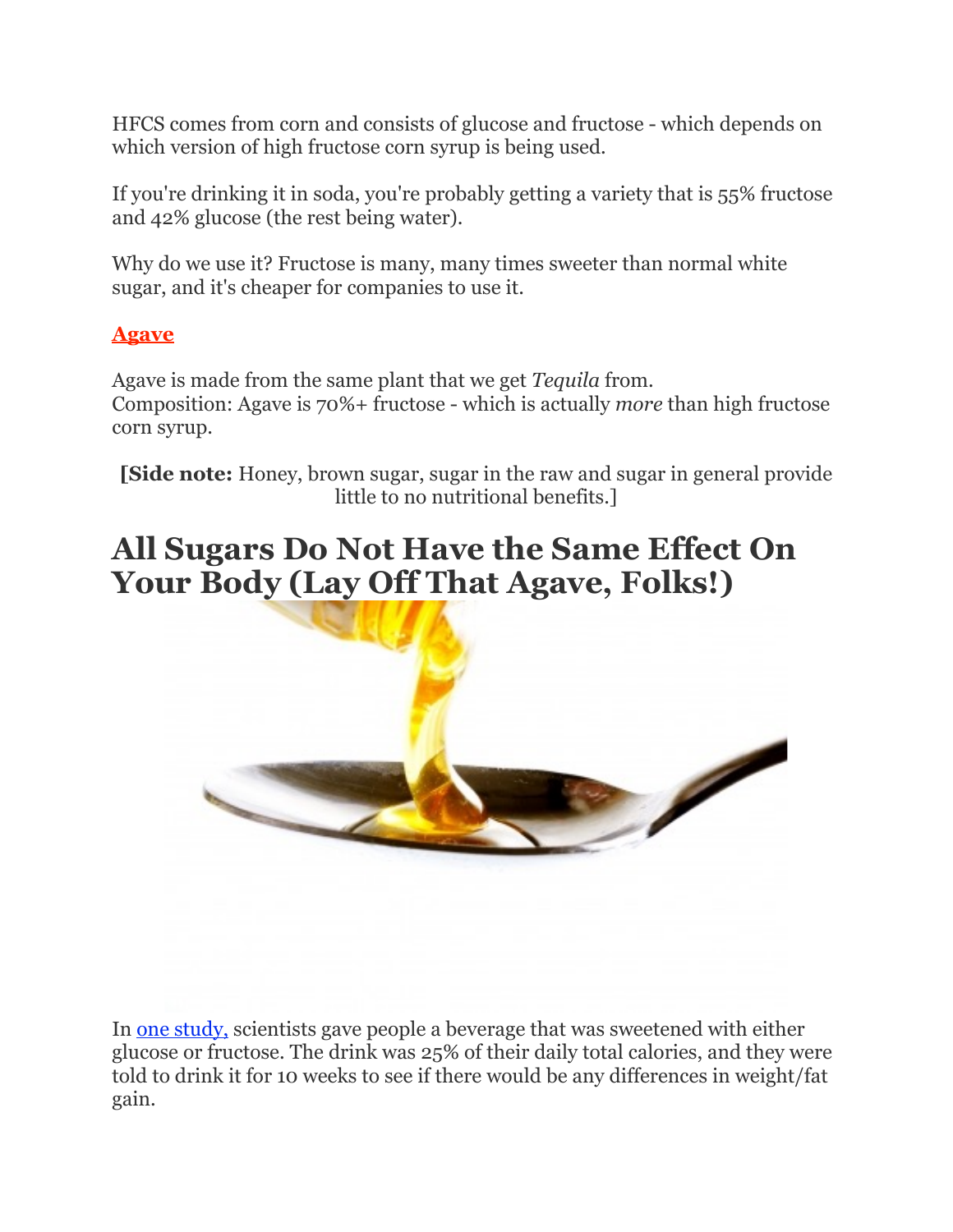HFCS comes from corn and consists of glucose and fructose - which depends on which version of high fructose corn syrup is being used.

If you're drinking it in soda, you're probably getting a variety that is 55% fructose and 42% glucose (the rest being water).

Why do we use it? Fructose is many, many times sweeter than normal white sugar, and it's cheaper for companies to use it.

### Agave

Agave is made from the same plant that we get *Tequila* from.
Composition: Agave is 70%+ fructose - which is actually *more* than high fructose corn syrup.

[**Side note:** Honey, brown sugar, sugar in the raw and sugar in general provide little to no nutritional benefits.]

# All Sugars Do Not Have the Same Effect On Your Body (Lay Off That Agave, Folks!)

In one study, scientists gave people a beverage that was sweetened with either glucose or fructose. The drink was 25% of their daily total calories, and they were told to drink it for 10 weeks to see if there would be any differences in weight/fat gain.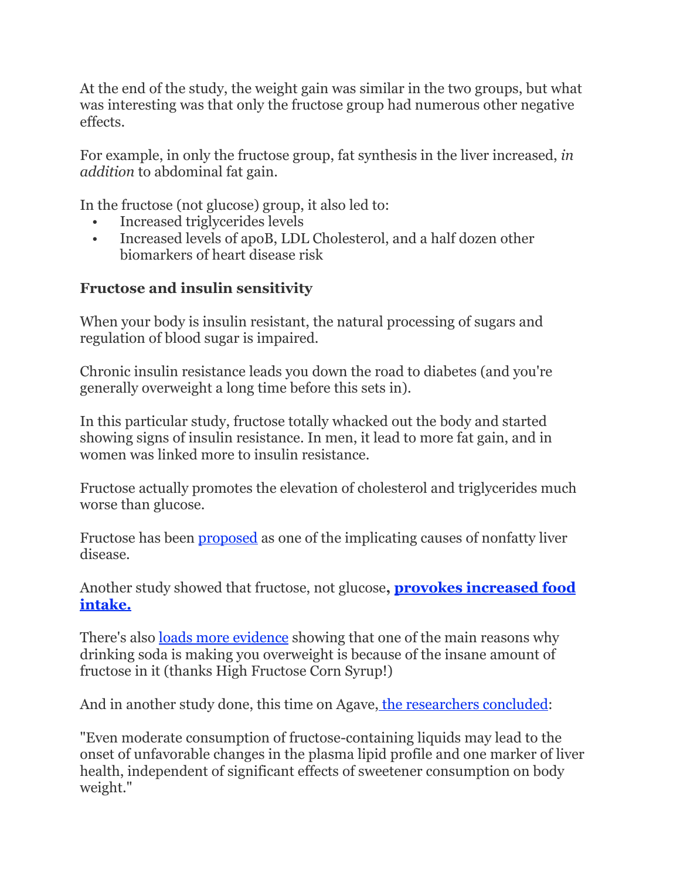At the end of the study, the weight gain was similar in the two groups, but what was interesting was that only the fructose group had numerous other negative effects.

For example, in only the fructose group, fat synthesis in the liver increased, *in addition* to abdominal fat gain.

In the fructose (not glucose) group, it also led to:

- Increased triglycerides levels
- Increased levels of apoB, LDL Cholesterol, and a half dozen other biomarkers of heart disease risk

### Fructose and insulin sensitivity

When your body is insulin resistant, the natural processing of sugars and regulation of blood sugar is impaired.

Chronic insulin resistance leads you down the road to diabetes (and you're generally overweight a long time before this sets in).

In this particular study, fructose totally whacked out the body and started showing signs of insulin resistance. In men, it lead to more fat gain, and in women was linked more to insulin resistance.

Fructose actually promotes the elevation of cholesterol and triglycerides much worse than glucose.

Fructose has been proposed as one of the implicating causes of nonfatty liver disease.

Another study showed that fructose, not glucose**, provokes increased food intake.**

There's also loads more evidence showing that one of the main reasons why drinking soda is making you overweight is because of the insane amount of fructose in it (thanks High Fructose Corn Syrup!)

And in another study done, this time on Agave, the researchers concluded:

"Even moderate consumption of fructose-containing liquids may lead to the onset of unfavorable changes in the plasma lipid profile and one marker of liver health, independent of significant effects of sweetener consumption on body weight."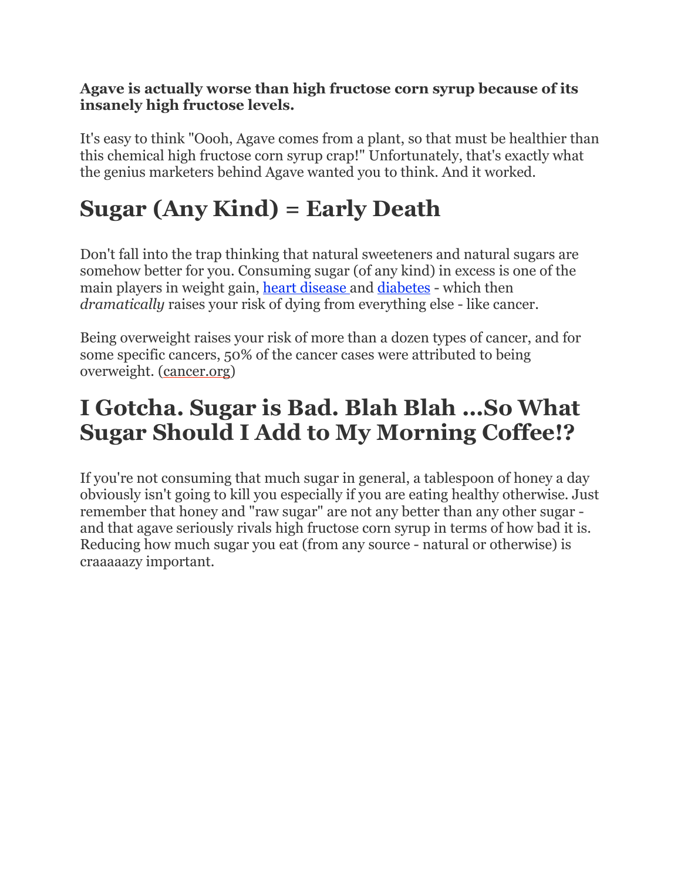**Agave is actually worse than high fructose corn syrup because of its insanely high fructose levels.**

It's easy to think "Oooh, Agave comes from a plant, so that must be healthier than this chemical high fructose corn syrup crap!" Unfortunately, that's exactly what the genius marketers behind Agave wanted you to think. And it worked.

# Sugar (Any Kind) = Early Death

Don't fall into the trap thinking that natural sweeteners and natural sugars are somehow better for you. Consuming sugar (of any kind) in excess is one of the main players in weight gain, heart disease and diabetes - which then *dramatically* raises your risk of dying from everything else - like cancer.

Being overweight raises your risk of more than a dozen types of cancer, and for some specific cancers, 50% of the cancer cases were attributed to being overweight. (cancer.org)

# I Gotcha. Sugar is Bad. Blah Blah ...So What Sugar Should I Add to My Morning Coffee!?

If you're not consuming that much sugar in general, a tablespoon of honey a day obviously isn't going to kill you especially if you are eating healthy otherwise. Just remember that honey and "raw sugar" are not any better than any other sugar - and that agave seriously rivals high fructose corn syrup in terms of how bad it is. Reducing how much sugar you eat (from any source - natural or otherwise) is craaaaazy important.